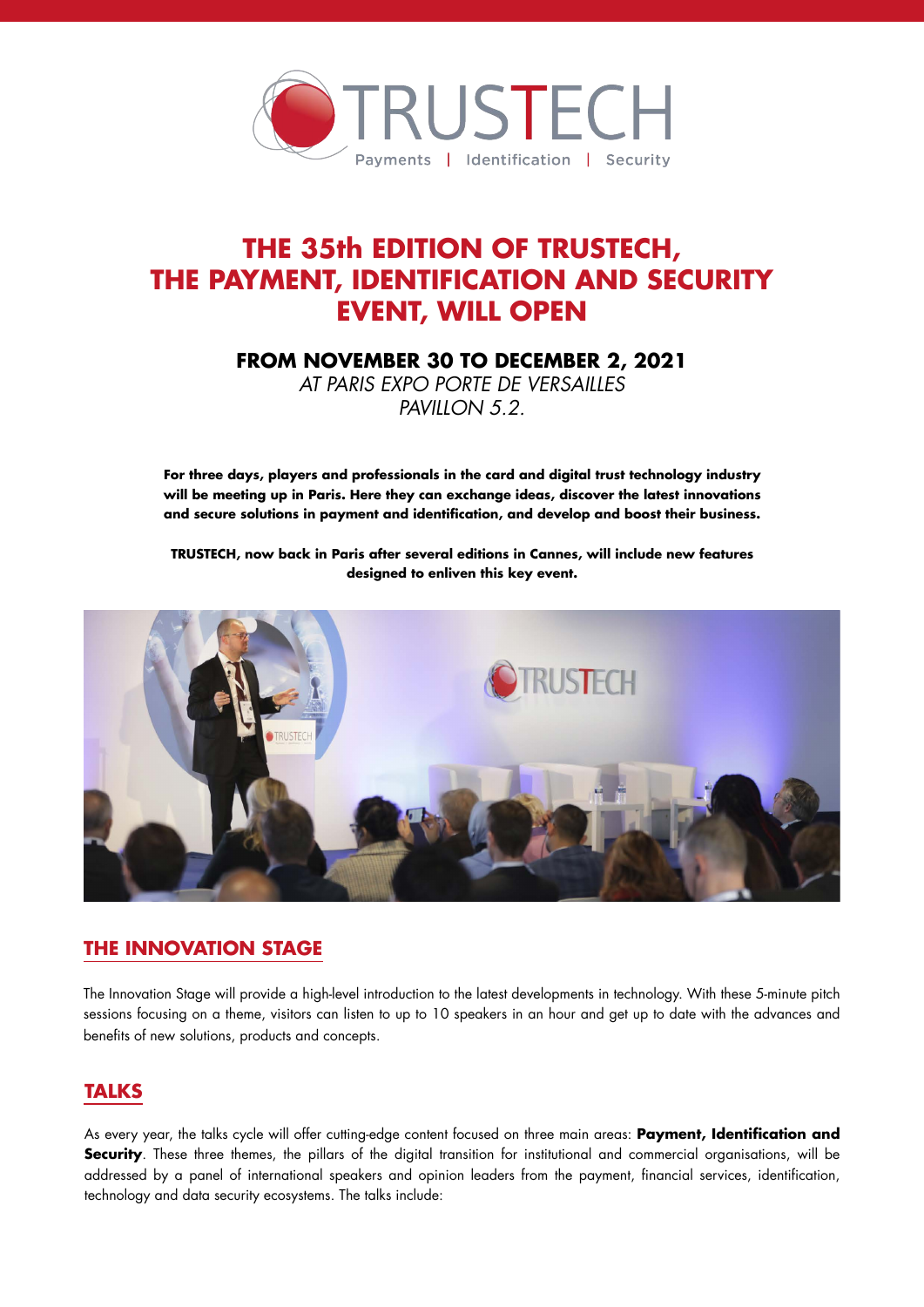TRUSTECH

Payments | Identification | Security

# THE 35th EDITION OF TRUSTECH, THE PAYMENT, IDENTIFICATION AND SECURITY EVENT, WILL OPEN

**FROM NOVEMBER 30 TO DECEMBER 2, 2021**

*AT PARIS EXPO PORTE DE VERSAILLES*
*PAVILLON 5.2.*

**For three days, players and professionals in the card and digital trust technology industry will be meeting up in Paris. Here they can exchange ideas, discover the latest innovations and secure solutions in payment and identification, and develop and boost their business.**

**TRUSTECH, now back in Paris after several editions in Cannes, will include new features designed to enliven this key event.**

## THE INNOVATION STAGE

The Innovation Stage will provide a high-level introduction to the latest developments in technology. With these 5-minute pitch sessions focusing on a theme, visitors can listen to up to 10 speakers in an hour and get up to date with the advances and benefits of new solutions, products and concepts.

## TALKS

As every year, the talks cycle will offer cutting-edge content focused on three main areas: **Payment, Identification and Security**. These three themes, the pillars of the digital transition for institutional and commercial organisations, will be addressed by a panel of international speakers and opinion leaders from the payment, financial services, identification, technology and data security ecosystems. The talks include: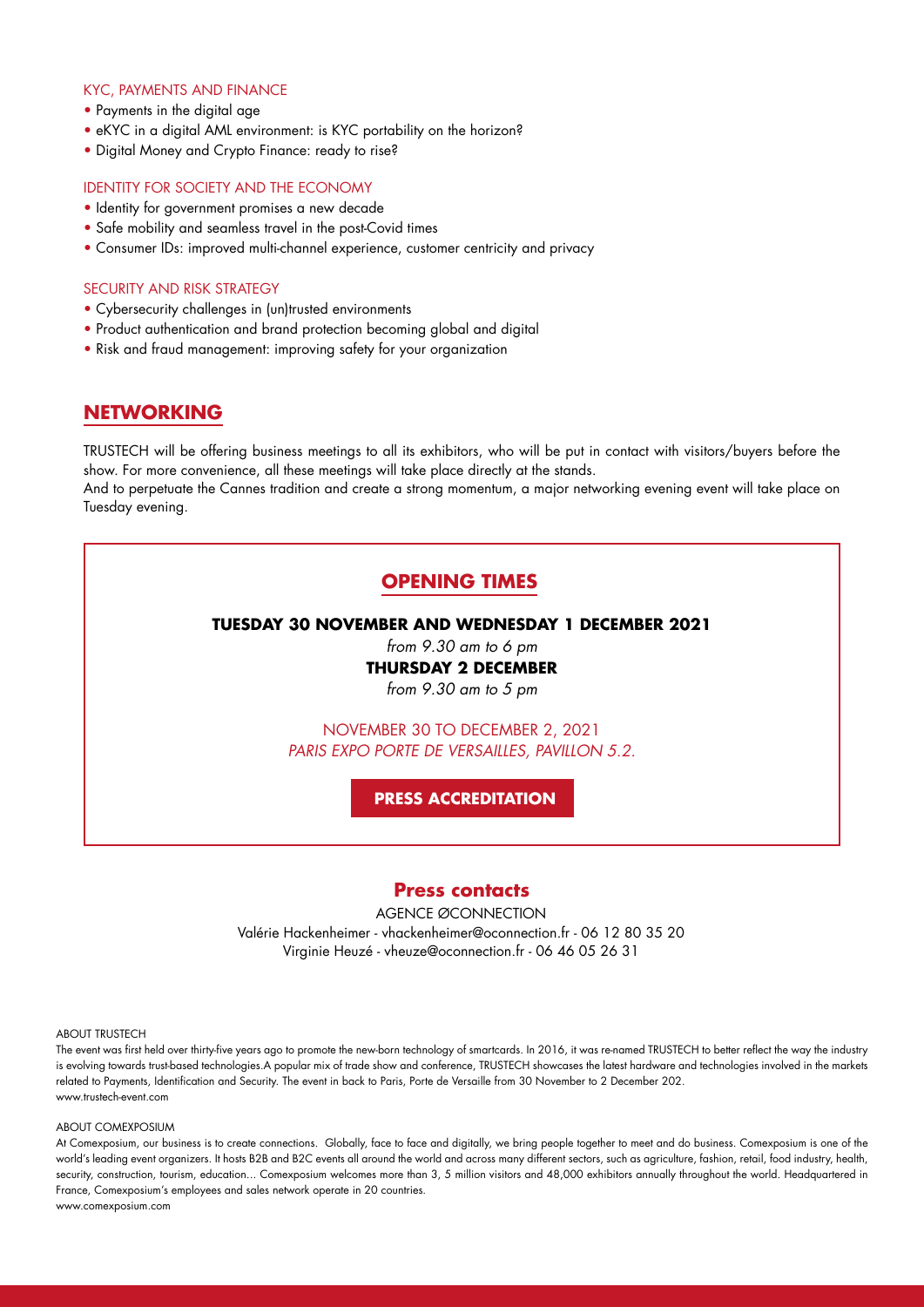### KYC, PAYMENTS AND FINANCE

- Payments in the digital age
- eKYC in a digital AML environment: is KYC portability on the horizon?
- Digital Money and Crypto Finance: ready to rise?

### IDENTITY FOR SOCIETY AND THE ECONOMY

- Identity for government promises a new decade
- Safe mobility and seamless travel in the post-Covid times
- Consumer IDs: improved multi-channel experience, customer centricity and privacy

### SECURITY AND RISK STRATEGY

- Cybersecurity challenges in (un)trusted environments
- Product authentication and brand protection becoming global and digital
- Risk and fraud management: improving safety for your organization

## NETWORKING

TRUSTECH will be offering business meetings to all its exhibitors, who will be put in contact with visitors/buyers before the show. For more convenience, all these meetings will take place directly at the stands.
And to perpetuate the Cannes tradition and create a strong momentum, a major networking evening event will take place on Tuesday evening.

## OPENING TIMES

**TUESDAY 30 NOVEMBER AND WEDNESDAY 1 DECEMBER 2021**

*from 9.30 am to 6 pm*

**THURSDAY 2 DECEMBER**

*from 9.30 am to 5 pm*

NOVEMBER 30 TO DECEMBER 2, 2021
*PARIS EXPO PORTE DE VERSAILLES, PAVILLON 5.2.*

**PRESS ACCREDITATION**

## Press contacts

AGENCE ØCONNECTION
Valérie Hackenheimer - vhackenheimer@oconnection.fr - 06 12 80 35 20
Virginie Heuzé - vheuze@oconnection.fr - 06 46 05 26 31

ABOUT TRUSTECH

The event was first held over thirty-five years ago to promote the new-born technology of smartcards. In 2016, it was re-named TRUSTECH to better reflect the way the industry is evolving towards trust-based technologies.A popular mix of trade show and conference, TRUSTECH showcases the latest hardware and technologies involved in the markets related to Payments, Identification and Security. The event in back to Paris, Porte de Versaille from 30 November to 2 December 202.
www.trustech-event.com

ABOUT COMEXPOSIUM

At Comexposium, our business is to create connections. Globally, face to face and digitally, we bring people together to meet and do business. Comexposium is one of the world's leading event organizers. It hosts B2B and B2C events all around the world and across many different sectors, such as agriculture, fashion, retail, food industry, health, security, construction, tourism, education... Comexposium welcomes more than 3, 5 million visitors and 48,000 exhibitors annually throughout the world. Headquartered in France, Comexposium's employees and sales network operate in 20 countries.
www.comexposium.com